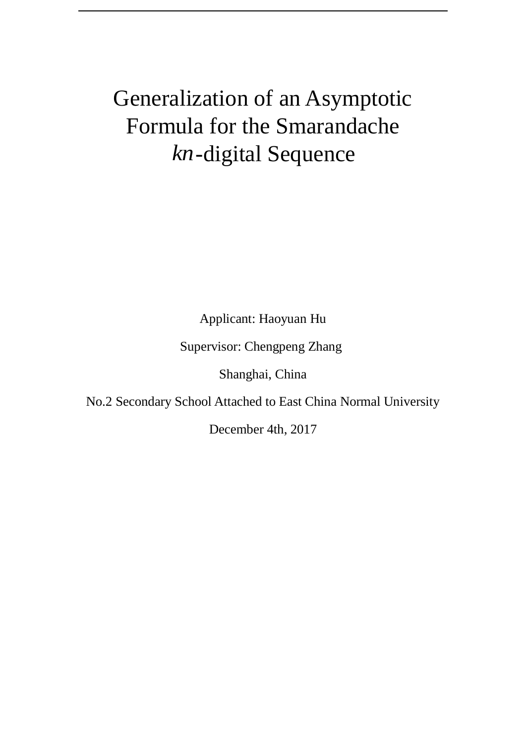# Generalization of an Asymptotic Formula for the Smarandache $kn$-digital Sequence

Applicant: Haoyuan Hu

Supervisor: Chengpeng Zhang

Shanghai, China

No.2 Secondary School Attached to East China Normal University

December 4th, 2017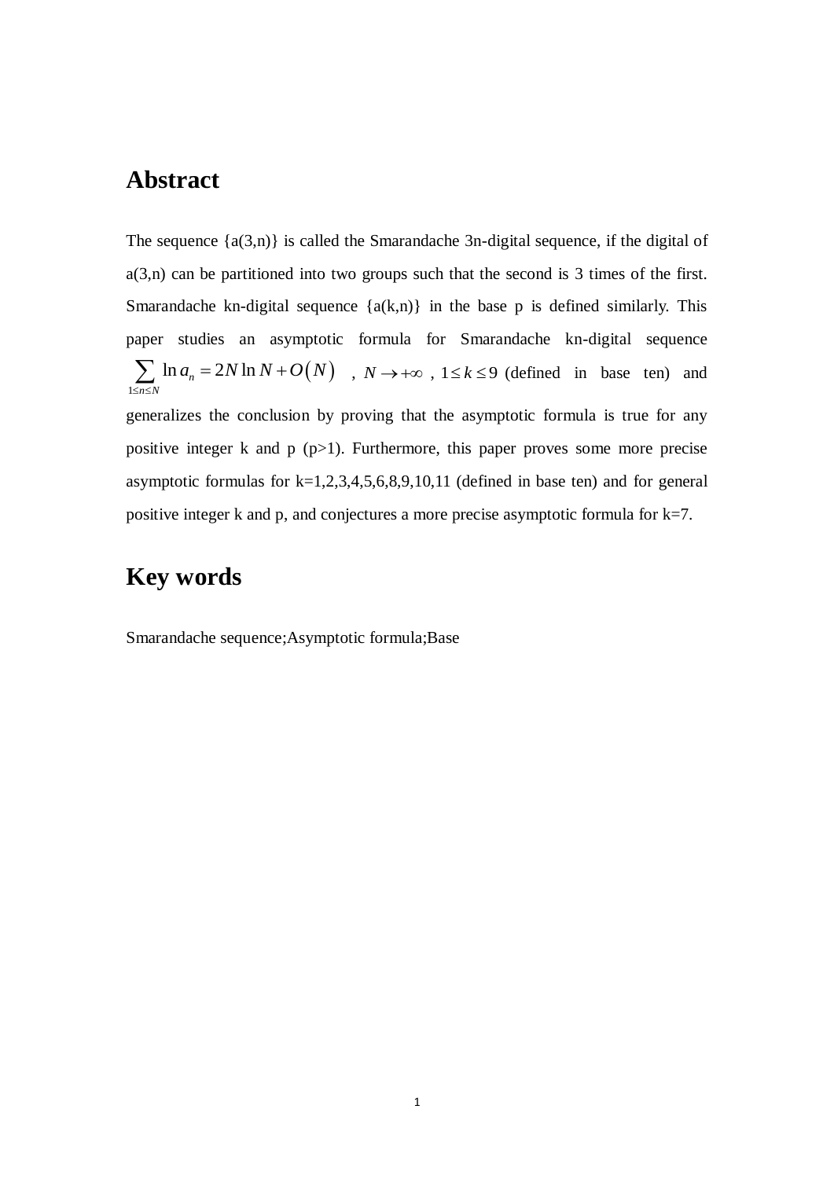## Abstract

The sequence {a(3,n)} is called the Smarandache 3n-digital sequence, if the digital of a(3,n) can be partitioned into two groups such that the second is 3 times of the first. Smarandache kn-digital sequence {a(k,n)} in the base p is defined similarly. This paper studies an asymptotic formula for Smarandache kn-digital sequence $\sum_{1\le n\le N} \ln a_n = 2N\ln N + O(N)$ , $N \to +\infty$ , $1 \le k \le 9$ (defined in base ten) and generalizes the conclusion by proving that the asymptotic formula is true for any positive integer k and p (p>1). Furthermore, this paper proves some more precise asymptotic formulas for k=1,2,3,4,5,6,8,9,10,11 (defined in base ten) and for general positive integer k and p, and conjectures a more precise asymptotic formula for k=7.

## Key words

Smarandache sequence;Asymptotic formula;Base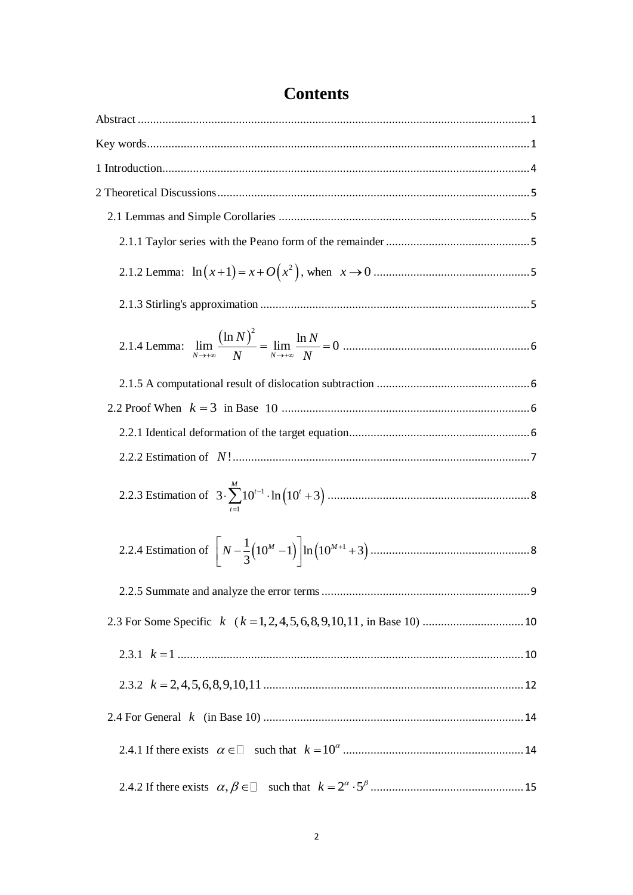# Contents

Abstract ........ 1

Key words ........ 1

1 Introduction ........ 4

2 Theoretical Discussions ........ 5

- 2.1 Lemmas and Simple Corollaries ........ 5
  - 2.1.1 Taylor series with the Peano form of the remainder ........ 5
  - 2.1.2 Lemma: $\ln\left(x+1\right)=x+O\left(x^2\right)$, when $x\to 0$ ........ 5
  - 2.1.3 Stirling's approximation ........ 5
  - 2.1.4 Lemma: $\lim\limits_{N\to+\infty}\dfrac{\left(\ln N\right)^2}{N}=\lim\limits_{N\to+\infty}\dfrac{\ln N}{N}=0$ ........ 6
  - 2.1.5 A computational result of dislocation subtraction ........ 6
- 2.2 Proof When $k=3$ in Base $10$ ........ 6
  - 2.2.1 Identical deformation of the target equation ........ 6
  - 2.2.2 Estimation of $N!$ ........ 7
  - 2.2.3 Estimation of $3\cdot\sum\limits_{t=1}^{M}10^{t-1}\cdot\ln\left(10^t+3\right)$ ........ 8
  - 2.2.4 Estimation of $\left[N-\dfrac{1}{3}\left(10^M-1\right)\right]\ln\left(10^{M+1}+3\right)$ ........ 8
  - 2.2.5 Summate and analyze the error terms ........ 9
- 2.3 For Some Specific $k$ ($k=1,2,4,5,6,8,9,10,11$, in Base 10) ........ 10
  - 2.3.1 $k=1$ ........ 10
  - 2.3.2 $k=2,4,5,6,8,9,10,11$ ........ 12
- 2.4 For General $k$ (in Base 10) ........ 14
  - 2.4.1 If there exists $\alpha\in\mathbb{N}$ such that $k=10^{\alpha}$ ........ 14
  - 2.4.2 If there exists $\alpha,\beta\in\mathbb{N}$ such that $k=2^{\alpha}\cdot 5^{\beta}$ ........ 15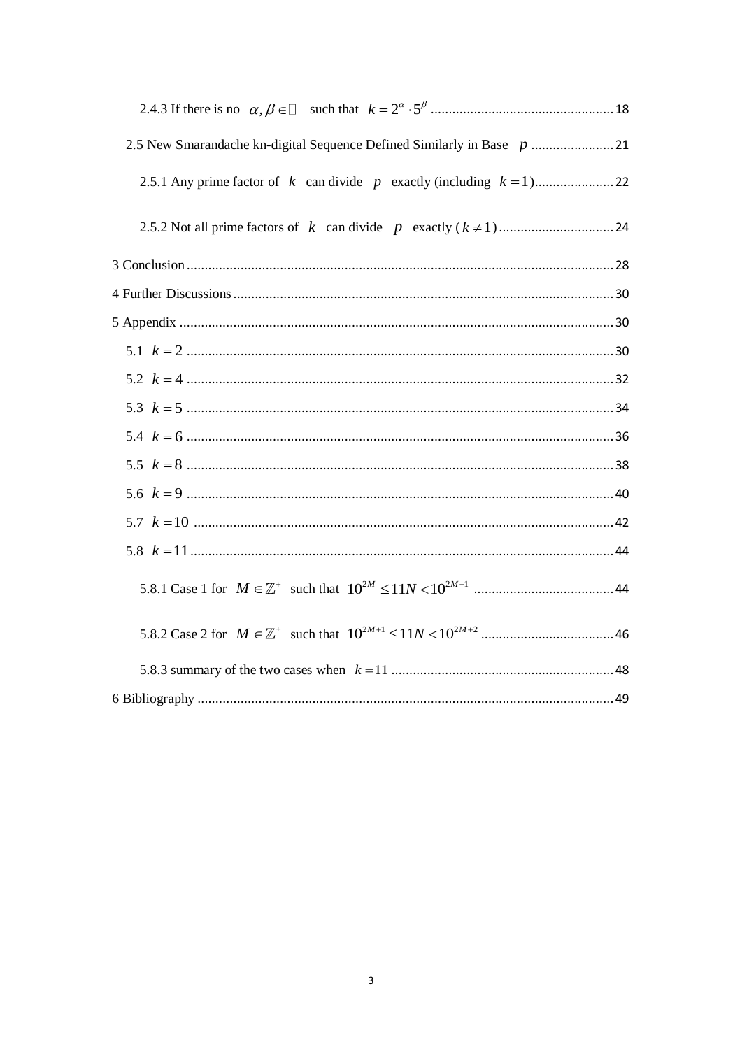2.4.3 If there is no $\alpha, \beta \in \mathbb{N}$ such that $k = 2^{\alpha} \cdot 5^{\beta}$ .................................................. 18

2.5 New Smarandache kn-digital Sequence Defined Similarly in Base $p$ ....................... 21

2.5.1 Any prime factor of $k$ can divide $p$ exactly (including $k = 1$)...................... 22

2.5.2 Not all prime factors of $k$ can divide $p$ exactly ($k \neq 1$) ................................ 24

3 Conclusion ...................................................................................................................... 28

4 Further Discussions ......................................................................................................... 30

5 Appendix ........................................................................................................................ 30

5.1 $k = 2$ ...................................................................................................................... 30

5.2 $k = 4$ ...................................................................................................................... 32

5.3 $k = 5$ ...................................................................................................................... 34

5.4 $k = 6$ ...................................................................................................................... 36

5.5 $k = 8$ ...................................................................................................................... 38

5.6 $k = 9$ ...................................................................................................................... 40

5.7 $k = 10$ .................................................................................................................... 42

5.8 $k = 11$ .................................................................................................................... 44

5.8.1 Case 1 for $M \in \mathbb{Z}^{+}$ such that $10^{2M} \leq 11N < 10^{2M+1}$ ....................................... 44

5.8.2 Case 2 for $M \in \mathbb{Z}^{+}$ such that $10^{2M+1} \leq 11N < 10^{2M+2}$ ..................................... 46

5.8.3 summary of the two cases when $k = 11$ .............................................................. 48

6 Bibliography ................................................................................................................... 49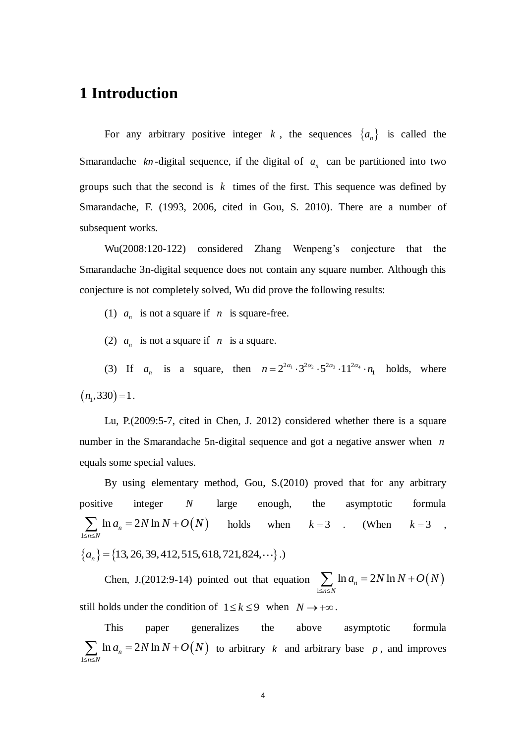# 1 Introduction

For any arbitrary positive integer $k$, the sequences $\{a_n\}$ is called the Smarandache $kn$-digital sequence, if the digital of $a_n$ can be partitioned into two groups such that the second is $k$ times of the first. This sequence was defined by Smarandache, F. (1993, 2006, cited in Gou, S. 2010). There are a number of subsequent works.

Wu(2008:120-122) considered Zhang Wenpeng's conjecture that the Smarandache 3n-digital sequence does not contain any square number. Although this conjecture is not completely solved, Wu did prove the following results:

(1) $a_n$ is not a square if $n$ is square-free.

(2) $a_n$ is not a square if $n$ is a square.

(3) If $a_n$ is a square, then $n = 2^{2\alpha_1} \cdot 3^{2\alpha_2} \cdot 5^{2\alpha_3} \cdot 11^{2\alpha_4} \cdot n_1$ holds, where $(n_1, 330) = 1$.

Lu, P.(2009:5-7, cited in Chen, J. 2012) considered whether there is a square number in the Smarandache 5n-digital sequence and got a negative answer when $n$ equals some special values.

By using elementary method, Gou, S.(2010) proved that for any arbitrary positive integer $N$ large enough, the asymptotic formula $\sum_{1 \le n \le N} \ln a_n = 2N \ln N + O(N)$ holds when $k = 3$. (When $k = 3$, $\{a_n\} = \{13, 26, 39, 412, 515, 618, 721, 824, \cdots\}$.)

Chen, J.(2012:9-14) pointed out that equation $\sum_{1 \le n \le N} \ln a_n = 2N \ln N + O(N)$ still holds under the condition of $1 \le k \le 9$ when $N \to +\infty$.

This paper generalizes the above asymptotic formula $\sum_{1 \le n \le N} \ln a_n = 2N \ln N + O(N)$ to arbitrary $k$ and arbitrary base $p$, and improves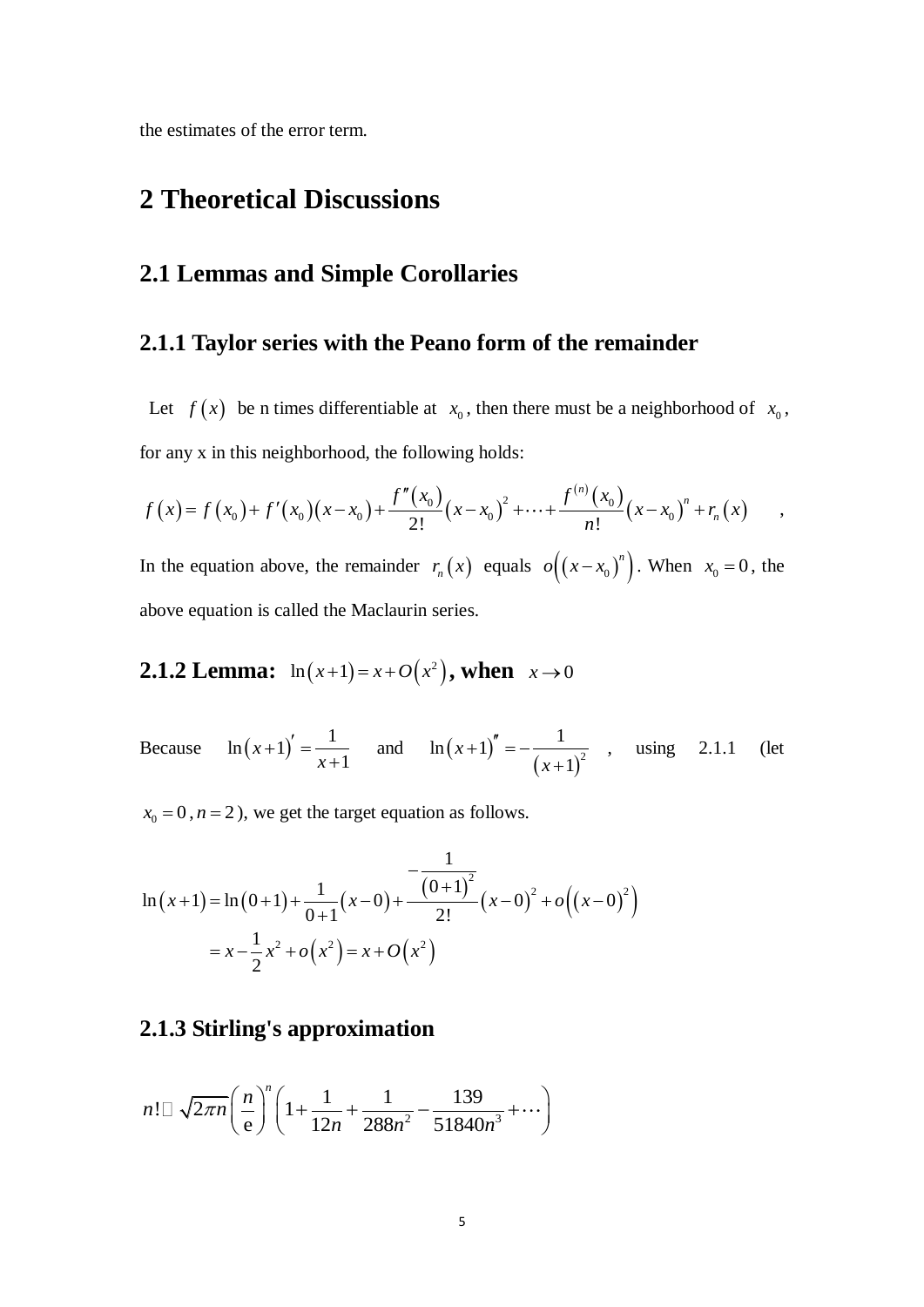the estimates of the error term.

# 2 Theoretical Discussions

## 2.1 Lemmas and Simple Corollaries

### 2.1.1 Taylor series with the Peano form of the remainder

Let $f(x)$ be n times differentiable at $x_0$, then there must be a neighborhood of $x_0$, for any x in this neighborhood, the following holds:

$$f(x)=f(x_0)+f'(x_0)(x-x_0)+\frac{f''(x_0)}{2!}(x-x_0)^2+\cdots+\frac{f^{(n)}(x_0)}{n!}(x-x_0)^n+r_n(x),$$

In the equation above, the remainder $r_n(x)$ equals $o\left((x-x_0)^n\right)$. When $x_0=0$, the above equation is called the Maclaurin series.

### 2.1.2 Lemma: $\ln(x+1)=x+O(x^2)$, when $x\to 0$

Because $\ln(x+1)'=\frac{1}{x+1}$ and $\ln(x+1)''=-\frac{1}{(x+1)^2}$, using 2.1.1 (let $x_0=0$, $n=2$), we get the target equation as follows.

$$\begin{aligned}\ln(x+1)&=\ln(0+1)+\frac{1}{0+1}(x-0)+\frac{-\frac{1}{(0+1)^2}}{2!}(x-0)^2+o\left((x-0)^2\right)\\&=x-\frac{1}{2}x^2+o(x^2)=x+O(x^2)\end{aligned}$$

### 2.1.3 Stirling's approximation

$$n!\sim\sqrt{2\pi n}\left(\frac{n}{\mathrm{e}}\right)^n\left(1+\frac{1}{12n}+\frac{1}{288n^2}-\frac{139}{51840n^3}+\cdots\right)$$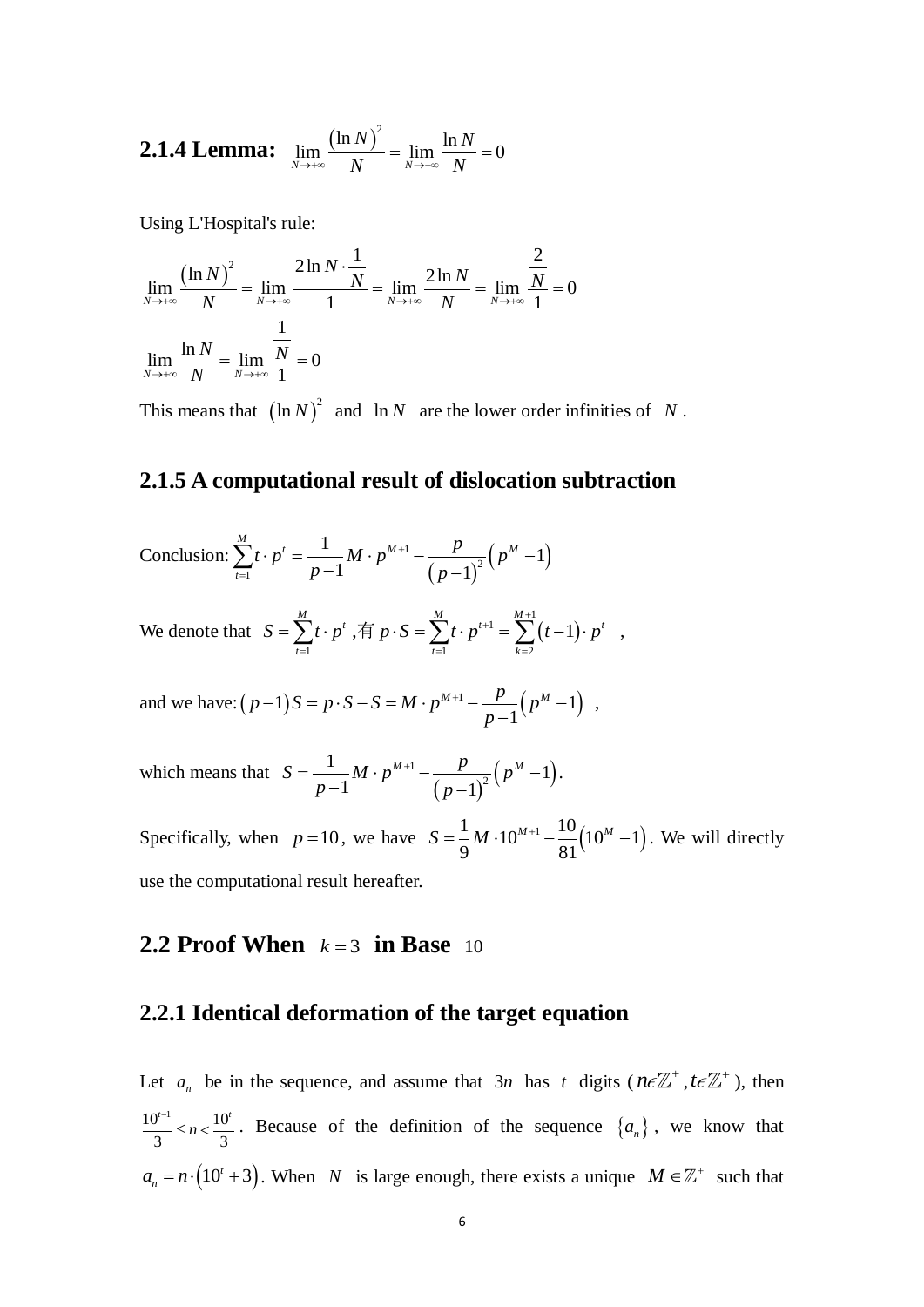### 2.1.4 Lemma: $\lim\limits_{N\to+\infty}\frac{(\ln N)^2}{N}=\lim\limits_{N\to+\infty}\frac{\ln N}{N}=0$

Using L'Hospital's rule:

$$\lim_{N\to+\infty}\frac{(\ln N)^2}{N}=\lim_{N\to+\infty}\frac{2\ln N\cdot\frac{1}{N}}{1}=\lim_{N\to+\infty}\frac{2\ln N}{N}=\lim_{N\to+\infty}\frac{\frac{2}{N}}{1}=0$$

$$\lim_{N\to+\infty}\frac{\ln N}{N}=\lim_{N\to+\infty}\frac{\frac{1}{N}}{1}=0$$

This means that $(\ln N)^2$ and $\ln N$ are the lower order infinities of $N$.

### 2.1.5 A computational result of dislocation subtraction

Conclusion: $\sum_{t=1}^{M}t\cdot p^t=\frac{1}{p-1}M\cdot p^{M+1}-\frac{p}{(p-1)^2}\left(p^M-1\right)$

We denote that $S=\sum_{t=1}^{M}t\cdot p^t$ ,有 $p\cdot S=\sum_{t=1}^{M}t\cdot p^{t+1}=\sum_{k=2}^{M+1}(t-1)\cdot p^t$ ,

and we have: $(p-1)S=p\cdot S-S=M\cdot p^{M+1}-\frac{p}{p-1}\left(p^M-1\right)$ ,

which means that $S=\frac{1}{p-1}M\cdot p^{M+1}-\frac{p}{(p-1)^2}\left(p^M-1\right)$.

Specifically, when $p=10$, we have $S=\frac{1}{9}M\cdot 10^{M+1}-\frac{10}{81}\left(10^M-1\right)$. We will directly use the computational result hereafter.

## 2.2 Proof When $k=3$ in Base $10$

### 2.2.1 Identical deformation of the target equation

Let $a_n$ be in the sequence, and assume that $3n$ has $t$ digits ($n\epsilon\mathbb{Z}^+,t\epsilon\mathbb{Z}^+$), then $\frac{10^{t-1}}{3}\le n<\frac{10^t}{3}$. Because of the definition of the sequence $\{a_n\}$, we know that $a_n=n\cdot\left(10^t+3\right)$. When $N$ is large enough, there exists a unique $M\in\mathbb{Z}^+$ such that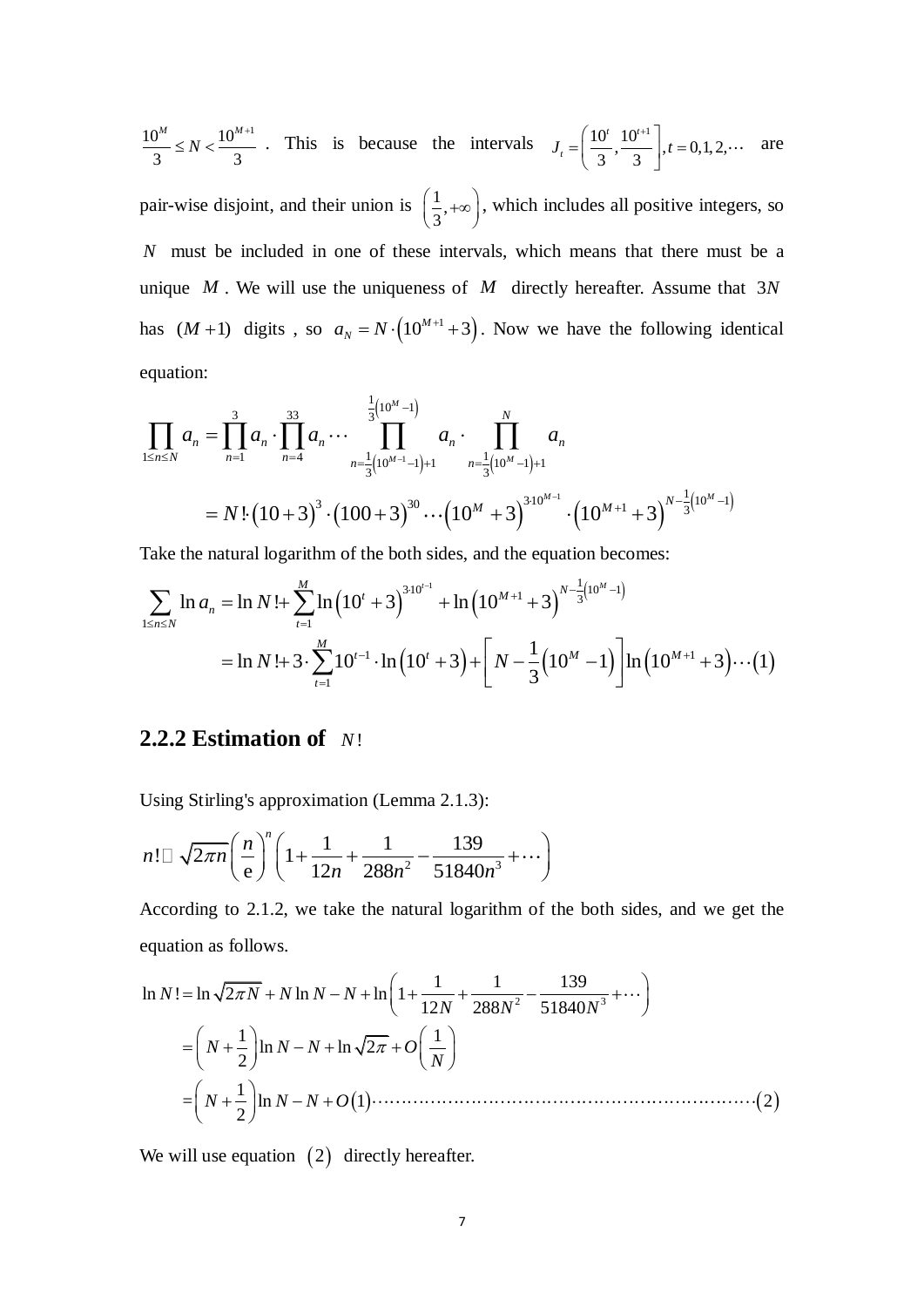$\frac{10^M}{3} \le N < \frac{10^{M+1}}{3}$ . This is because the intervals $J_t = \left(\frac{10^t}{3}, \frac{10^{t+1}}{3}\right], t = 0,1,2,\cdots$ are pair-wise disjoint, and their union is $\left(\frac{1}{3}, +\infty\right)$, which includes all positive integers, so $N$ must be included in one of these intervals, which means that there must be a unique $M$. We will use the uniqueness of $M$ directly hereafter. Assume that $3N$ has $(M+1)$ digits , so $a_N = N \cdot \left(10^{M+1} + 3\right)$. Now we have the following identical equation:

$$\prod_{1 \le n \le N} a_n = \prod_{n=1}^{3} a_n \cdot \prod_{n=4}^{33} a_n \cdots \prod_{n=\frac{1}{3}\left(10^{M-1}-1\right)+1}^{\frac{1}{3}\left(10^M-1\right)} a_n \cdot \prod_{n=\frac{1}{3}\left(10^M-1\right)+1}^{N} a_n$$

$$= N! \cdot (10+3)^3 \cdot (100+3)^{30} \cdots \left(10^M + 3\right)^{3 \cdot 10^{M-1}} \cdot \left(10^{M+1} + 3\right)^{N - \frac{1}{3}\left(10^M - 1\right)}$$

Take the natural logarithm of the both sides, and the equation becomes:

$$\sum_{1 \le n \le N} \ln a_n = \ln N! + \sum_{t=1}^{M} \ln\left(10^t + 3\right)^{3 \cdot 10^{t-1}} + \ln\left(10^{M+1} + 3\right)^{N - \frac{1}{3}\left(10^M - 1\right)}$$

$$= \ln N! + 3 \cdot \sum_{t=1}^{M} 10^{t-1} \cdot \ln\left(10^t + 3\right) + \left[N - \frac{1}{3}\left(10^M - 1\right)\right] \ln\left(10^{M+1} + 3\right) \cdots (1)$$

## 2.2.2 Estimation of $N!$

Using Stirling's approximation (Lemma 2.1.3):

$$n! \sim \sqrt{2\pi n}\left(\frac{n}{\mathrm{e}}\right)^n \left(1 + \frac{1}{12n} + \frac{1}{288n^2} - \frac{139}{51840n^3} + \cdots\right)$$

According to 2.1.2, we take the natural logarithm of the both sides, and we get the equation as follows.

$$\ln N! = \ln\sqrt{2\pi N} + N\ln N - N + \ln\left(1 + \frac{1}{12N} + \frac{1}{288N^2} - \frac{139}{51840N^3} + \cdots\right)$$

$$= \left(N + \frac{1}{2}\right)\ln N - N + \ln\sqrt{2\pi} + O\left(\frac{1}{N}\right)$$

$$= \left(N + \frac{1}{2}\right)\ln N - N + O(1) \cdots\cdots\cdots\cdots\cdots\cdots\cdots\cdots\cdots\cdots\cdots\cdots\cdots\cdots\cdots\cdots\cdots\cdots\cdots\cdots (2)$$

We will use equation $(2)$ directly hereafter.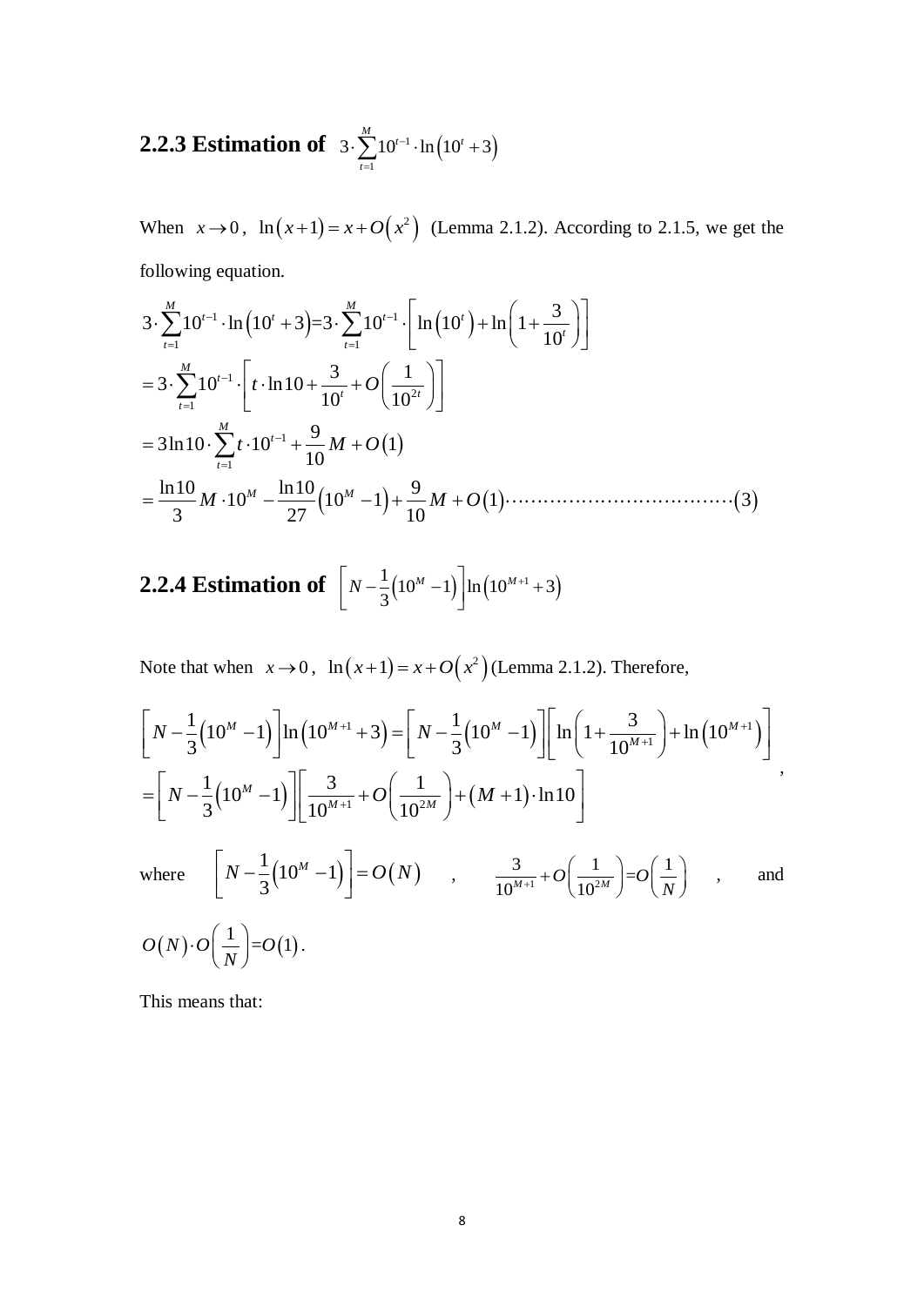### 2.2.3 Estimation of $3\cdot\sum_{t=1}^{M}10^{t-1}\cdot\ln\left(10^t+3\right)$

When $x\to 0$, $\ln\left(x+1\right)=x+O\left(x^2\right)$ (Lemma 2.1.2). According to 2.1.5, we get the following equation.

$$
\begin{aligned}
&3\cdot\sum_{t=1}^{M}10^{t-1}\cdot\ln\left(10^t+3\right)=3\cdot\sum_{t=1}^{M}10^{t-1}\cdot\left[\ln\left(10^t\right)+\ln\left(1+\frac{3}{10^t}\right)\right]\\
&=3\cdot\sum_{t=1}^{M}10^{t-1}\cdot\left[t\cdot\ln10+\frac{3}{10^t}+O\left(\frac{1}{10^{2t}}\right)\right]\\
&=3\ln10\cdot\sum_{t=1}^{M}t\cdot10^{t-1}+\frac{9}{10}M+O\left(1\right)\\
&=\frac{\ln10}{3}M\cdot10^M-\frac{\ln10}{27}\left(10^M-1\right)+\frac{9}{10}M+O\left(1\right)\cdots\cdots\cdots\cdots\cdots\cdots\cdots\cdots\cdots\cdots\cdots\left(3\right)
\end{aligned}
$$

### 2.2.4 Estimation of $\left[N-\frac{1}{3}\left(10^M-1\right)\right]\ln\left(10^{M+1}+3\right)$

Note that when $x\to 0$, $\ln\left(x+1\right)=x+O\left(x^2\right)$ (Lemma 2.1.2). Therefore,

$$
\begin{aligned}
&\left[N-\frac{1}{3}\left(10^M-1\right)\right]\ln\left(10^{M+1}+3\right)=\left[N-\frac{1}{3}\left(10^M-1\right)\right]\left[\ln\left(1+\frac{3}{10^{M+1}}\right)+\ln\left(10^{M+1}\right)\right]\\
&=\left[N-\frac{1}{3}\left(10^M-1\right)\right]\left[\frac{3}{10^{M+1}}+O\left(\frac{1}{10^{2M}}\right)+\left(M+1\right)\cdot\ln10\right]
\end{aligned},
$$

where $\left[N-\frac{1}{3}\left(10^M-1\right)\right]=O\left(N\right)$, $\frac{3}{10^{M+1}}+O\left(\frac{1}{10^{2M}}\right)=O\left(\frac{1}{N}\right)$, and $O\left(N\right)\cdot O\left(\frac{1}{N}\right)=O\left(1\right)$.

This means that: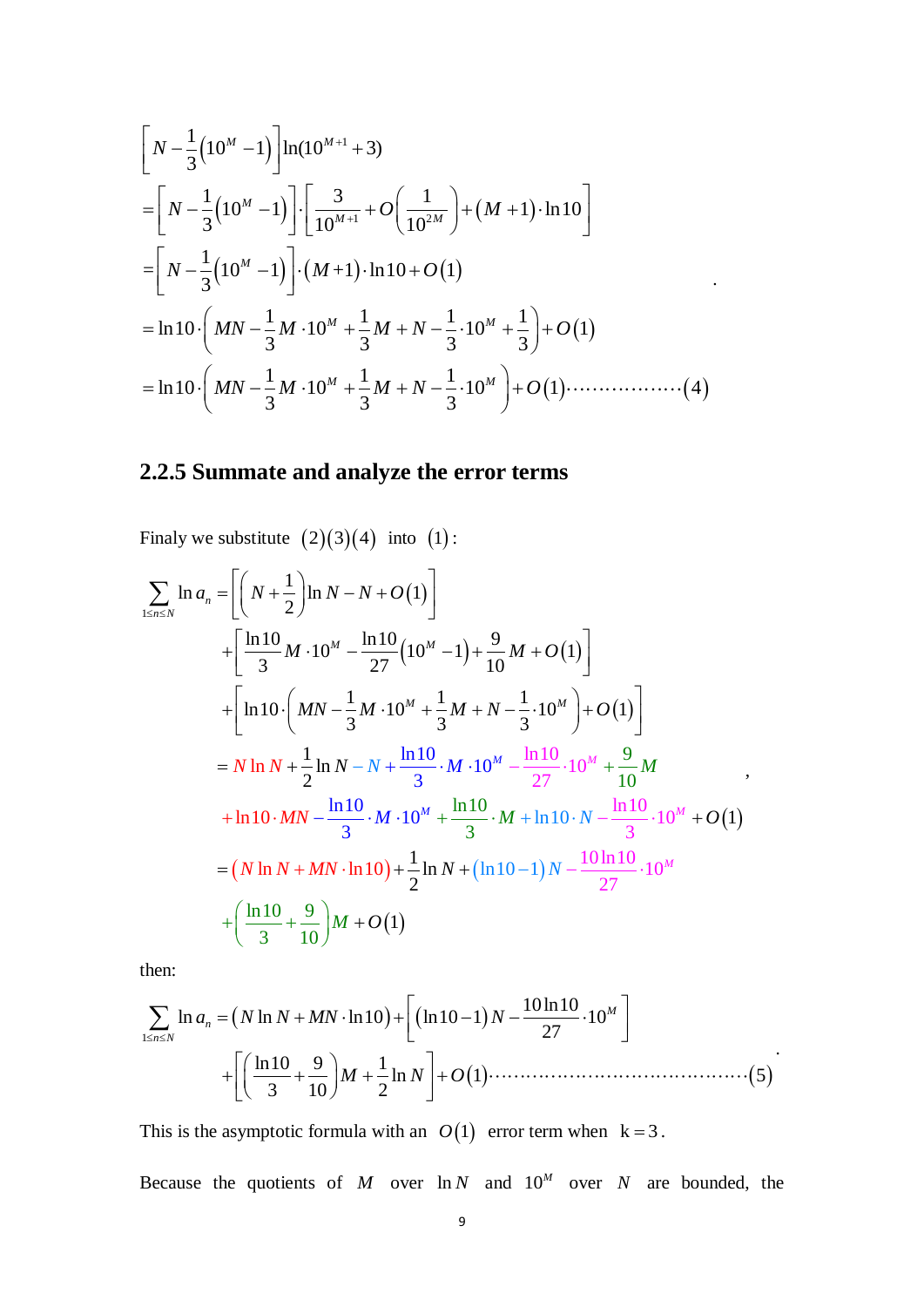$$
\begin{aligned}
&\left[N-\frac{1}{3}\left(10^{M}-1\right)\right]\ln(10^{M+1}+3) \\
&=\left[N-\frac{1}{3}\left(10^{M}-1\right)\right]\cdot\left[\frac{3}{10^{M+1}}+O\left(\frac{1}{10^{2M}}\right)+(M+1)\cdot\ln 10\right] \\
&=\left[N-\frac{1}{3}\left(10^{M}-1\right)\right]\cdot(M+1)\cdot\ln 10+O(1) \\
&=\ln 10\cdot\left(MN-\frac{1}{3}M\cdot 10^{M}+\frac{1}{3}M+N-\frac{1}{3}\cdot 10^{M}+\frac{1}{3}\right)+O(1) \\
&=\ln 10\cdot\left(MN-\frac{1}{3}M\cdot 10^{M}+\frac{1}{3}M+N-\frac{1}{3}\cdot 10^{M}\right)+O(1)\cdots\cdots\cdots\cdots\cdots\cdots(4)
\end{aligned}
$$

### 2.2.5 Summate and analyze the error terms

Finaly we substitute $(2)(3)(4)$ into $(1)$:

$$
\begin{aligned}
\sum_{1\le n\le N}\ln a_n &= \left[\left(N+\frac{1}{2}\right)\ln N-N+O(1)\right] \\
&\quad+\left[\frac{\ln 10}{3}M\cdot 10^{M}-\frac{\ln 10}{27}\left(10^{M}-1\right)+\frac{9}{10}M+O(1)\right] \\
&\quad+\left[\ln 10\cdot\left(MN-\frac{1}{3}M\cdot 10^{M}+\frac{1}{3}M+N-\frac{1}{3}\cdot 10^{M}\right)+O(1)\right] \\
&= N\ln N+\frac{1}{2}\ln N-N+\frac{\ln 10}{3}\cdot M\cdot 10^{M}-\frac{\ln 10}{27}\cdot 10^{M}+\frac{9}{10}M \\
&\quad+\ln 10\cdot MN-\frac{\ln 10}{3}\cdot M\cdot 10^{M}+\frac{\ln 10}{3}\cdot M+\ln 10\cdot N-\frac{\ln 10}{3}\cdot 10^{M}+O(1) \\
&= \left(N\ln N+MN\cdot\ln 10\right)+\frac{1}{2}\ln N+\left(\ln 10-1\right)N-\frac{10\ln 10}{27}\cdot 10^{M} \\
&\quad+\left(\frac{\ln 10}{3}+\frac{9}{10}\right)M+O(1)
\end{aligned}
$$

then:

$$
\begin{aligned}
\sum_{1\le n\le N}\ln a_n &= \left(N\ln N+MN\cdot\ln 10\right)+\left[\left(\ln 10-1\right)N-\frac{10\ln 10}{27}\cdot 10^{M}\right] \\
&\quad+\left[\left(\frac{\ln 10}{3}+\frac{9}{10}\right)M+\frac{1}{2}\ln N\right]+O(1)\cdots\cdots\cdots\cdots\cdots\cdots\cdots\cdots\cdots(5)
\end{aligned}
$$

This is the asymptotic formula with an $O(1)$ error term when $k=3$.

Because the quotients of $M$ over $\ln N$ and $10^{M}$ over $N$ are bounded, the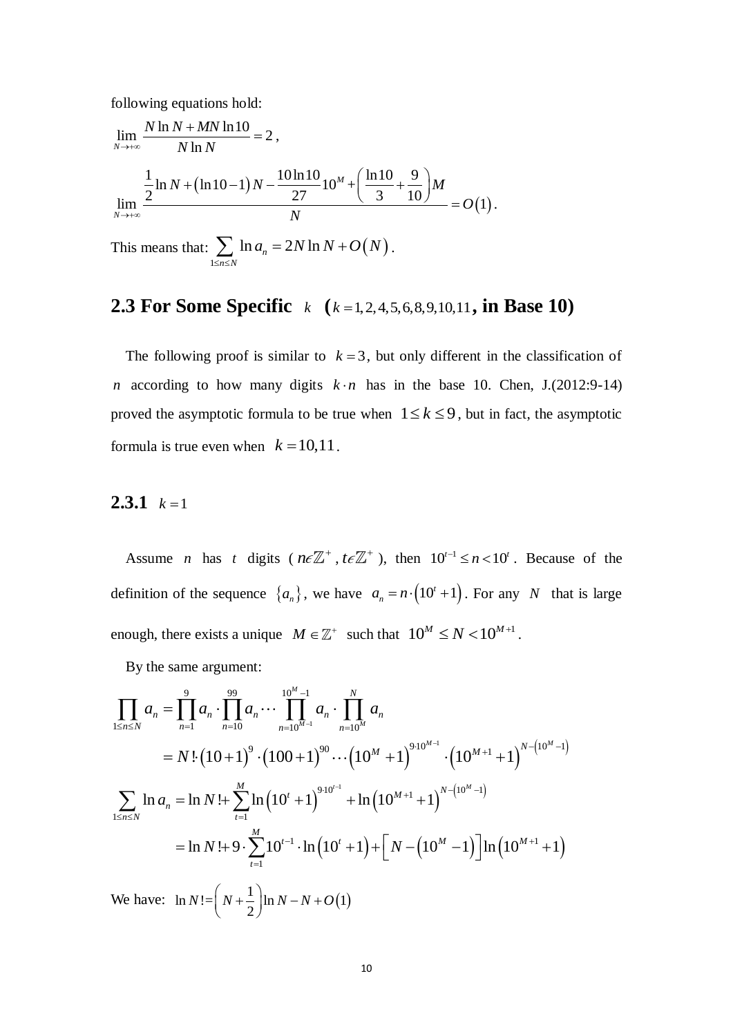following equations hold:

$$\lim_{N\to+\infty}\frac{N\ln N+MN\ln 10}{N\ln N}=2,$$

$$\lim_{N\to+\infty}\frac{\frac{1}{2}\ln N+(\ln 10-1)N-\frac{10\ln 10}{27}10^{M}+\left(\frac{\ln 10}{3}+\frac{9}{10}\right)M}{N}=O(1).$$

This means that: $\sum_{1\le n\le N}\ln a_n=2N\ln N+O(N)$.

## 2.3 For Some Specific $k$ ($k=1,2,4,5,6,8,9,10,11$, in Base 10)

The following proof is similar to $k=3$, but only different in the classification of $n$ according to how many digits $k\cdot n$ has in the base 10. Chen, J.(2012:9-14) proved the asymptotic formula to be true when $1\le k\le 9$, but in fact, the asymptotic formula is true even when $k=10,11$.

### 2.3.1 $k=1$

Assume $n$ has $t$ digits ($n\epsilon\mathbb{Z}^+$, $t\epsilon\mathbb{Z}^+$), then $10^{t-1}\le n<10^t$. Because of the definition of the sequence $\{a_n\}$, we have $a_n=n\cdot(10^t+1)$. For any $N$ that is large enough, there exists a unique $M\in\mathbb{Z}^+$ such that $10^M\le N<10^{M+1}$.

By the same argument:

$$\prod_{1\le n\le N}a_n=\prod_{n=1}^{9}a_n\cdot\prod_{n=10}^{99}a_n\cdots\prod_{n=10^{M-1}}^{10^M-1}a_n\cdot\prod_{n=10^M}^{N}a_n$$

$$=N!\cdot(10+1)^9\cdot(100+1)^{90}\cdots(10^M+1)^{9\cdot 10^{M-1}}\cdot(10^{M+1}+1)^{N-(10^M-1)}$$

$$\sum_{1\le n\le N}\ln a_n=\ln N!+\sum_{t=1}^{M}\ln(10^t+1)^{9\cdot 10^{t-1}}+\ln(10^{M+1}+1)^{N-(10^M-1)}$$

$$=\ln N!+9\cdot\sum_{t=1}^{M}10^{t-1}\cdot\ln(10^t+1)+\left[N-(10^M-1)\right]\ln(10^{M+1}+1)$$

We have: $\ln N!=\left(N+\frac{1}{2}\right)\ln N-N+O(1)$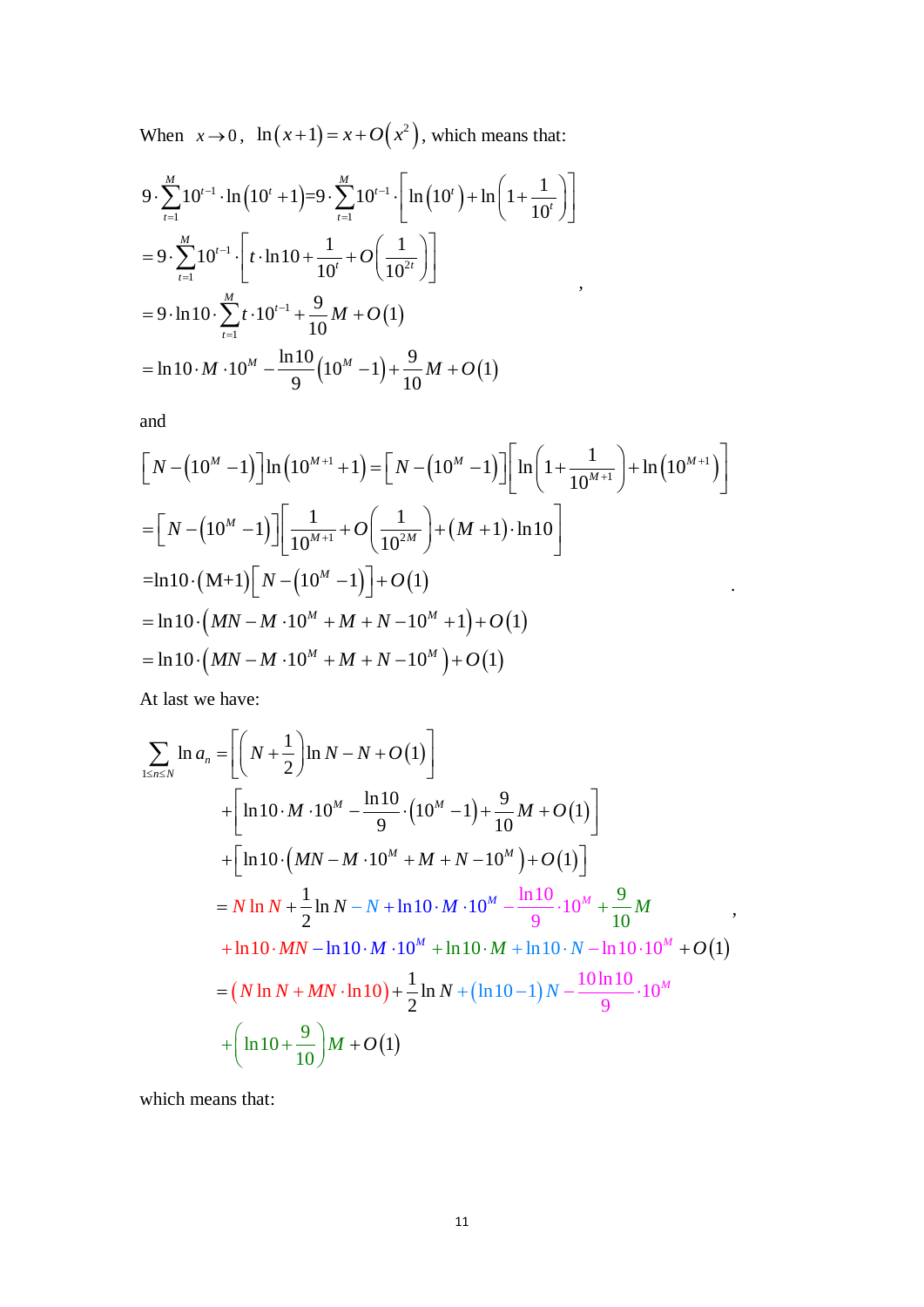When $x \to 0$, $\ln(x+1) = x + O(x^2)$, which means that:

$$
\begin{aligned}
9 \cdot \sum_{t=1}^{M} 10^{t-1} \cdot \ln\left(10^t + 1\right) &= 9 \cdot \sum_{t=1}^{M} 10^{t-1} \cdot \left[\ln\left(10^t\right) + \ln\left(1 + \frac{1}{10^t}\right)\right] \\
&= 9 \cdot \sum_{t=1}^{M} 10^{t-1} \cdot \left[t \cdot \ln 10 + \frac{1}{10^t} + O\left(\frac{1}{10^{2t}}\right)\right] \\
&= 9 \cdot \ln 10 \cdot \sum_{t=1}^{M} t \cdot 10^{t-1} + \frac{9}{10} M + O(1) \\
&= \ln 10 \cdot M \cdot 10^M - \frac{\ln 10}{9}\left(10^M - 1\right) + \frac{9}{10} M + O(1)
\end{aligned},
$$

and

$$
\begin{aligned}
\left[N - \left(10^M - 1\right)\right] \ln\left(10^{M+1} + 1\right) &= \left[N - \left(10^M - 1\right)\right]\left[\ln\left(1 + \frac{1}{10^{M+1}}\right) + \ln\left(10^{M+1}\right)\right] \\
&= \left[N - \left(10^M - 1\right)\right]\left[\frac{1}{10^{M+1}} + O\left(\frac{1}{10^{2M}}\right) + (M+1) \cdot \ln 10\right] \\
&= \ln 10 \cdot (M+1)\left[N - \left(10^M - 1\right)\right] + O(1) \\
&= \ln 10 \cdot \left(MN - M \cdot 10^M + M + N - 10^M + 1\right) + O(1) \\
&= \ln 10 \cdot \left(MN - M \cdot 10^M + M + N - 10^M\right) + O(1)
\end{aligned}.
$$

At last we have:

$$
\begin{aligned}
\sum_{1 \le n \le N} \ln a_n &= \left[\left(N + \frac{1}{2}\right)\ln N - N + O(1)\right] \\
&\quad + \left[\ln 10 \cdot M \cdot 10^M - \frac{\ln 10}{9} \cdot \left(10^M - 1\right) + \frac{9}{10} M + O(1)\right] \\
&\quad + \left[\ln 10 \cdot \left(MN - M \cdot 10^M + M + N - 10^M\right) + O(1)\right] \\
&= N \ln N + \frac{1}{2} \ln N - N + \ln 10 \cdot M \cdot 10^M - \frac{\ln 10}{9} \cdot 10^M + \frac{9}{10} M \\
&\quad + \ln 10 \cdot MN - \ln 10 \cdot M \cdot 10^M + \ln 10 \cdot M + \ln 10 \cdot N - \ln 10 \cdot 10^M + O(1) \\
&= \left(N \ln N + MN \cdot \ln 10\right) + \frac{1}{2} \ln N + (\ln 10 - 1) N - \frac{10 \ln 10}{9} \cdot 10^M \\
&\quad + \left(\ln 10 + \frac{9}{10}\right) M + O(1)
\end{aligned},
$$

which means that: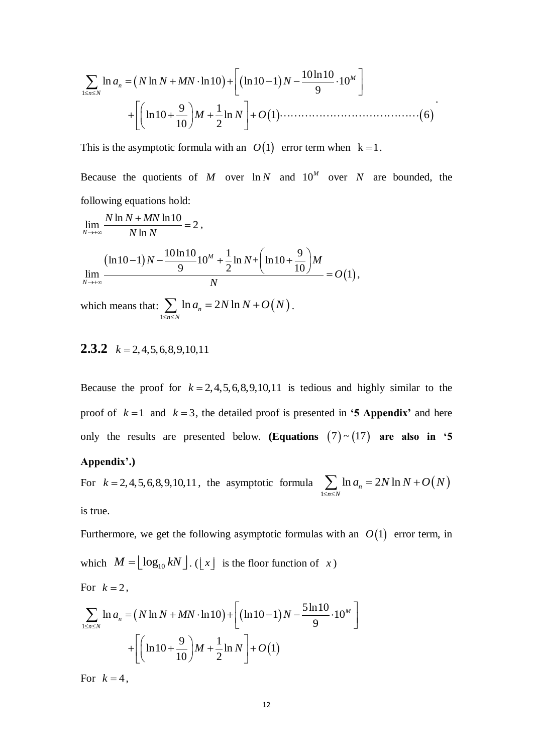$$\sum_{1\le n\le N} \ln a_n = \left(N\ln N + MN\cdot\ln 10\right) + \left[\left(\ln 10 - 1\right)N - \frac{10\ln 10}{9}\cdot 10^M\right] + \left[\left(\ln 10 + \frac{9}{10}\right)M + \frac{1}{2}\ln N\right] + O(1) \cdots\cdots\cdots\cdots\cdots\cdots\cdots\cdots\cdots\cdots\cdots\cdots (6)$$

This is the asymptotic formula with an $O(1)$ error term when $\mathrm{k}=1$.

Because the quotients of $M$ over $\ln N$ and $10^M$ over $N$ are bounded, the following equations hold:

$$\lim_{N\to+\infty} \frac{N\ln N + MN\ln 10}{N\ln N} = 2,$$

$$\lim_{N\to+\infty} \frac{\left(\ln 10 - 1\right)N - \frac{10\ln 10}{9}10^M + \frac{1}{2}\ln N + \left(\ln 10 + \frac{9}{10}\right)M}{N} = O(1),$$

which means that: $\sum_{1\le n\le N} \ln a_n = 2N\ln N + O(N)$.

### 2.3.2 $k = 2, 4, 5, 6, 8, 9, 10, 11$

Because the proof for $k = 2, 4, 5, 6, 8, 9, 10, 11$ is tedious and highly similar to the proof of $k=1$ and $k=3$, the detailed proof is presented in **'5 Appendix'** and here only the results are presented below. **(Equations $(7)\sim(17)$ are also in '5 Appendix'.)**

For $k = 2, 4, 5, 6, 8, 9, 10, 11$, the asymptotic formula $\sum_{1\le n\le N} \ln a_n = 2N\ln N + O(N)$ is true.

Furthermore, we get the following asymptotic formulas with an $O(1)$ error term, in which $M = \lfloor \log_{10} kN \rfloor$. ($\lfloor x \rfloor$ is the floor function of $x$)

For $k=2$,

$$\sum_{1\le n\le N} \ln a_n = \left(N\ln N + MN\cdot\ln 10\right) + \left[\left(\ln 10 - 1\right)N - \frac{5\ln 10}{9}\cdot 10^M\right] + \left[\left(\ln 10 + \frac{9}{10}\right)M + \frac{1}{2}\ln N\right] + O(1)$$

For $k=4$,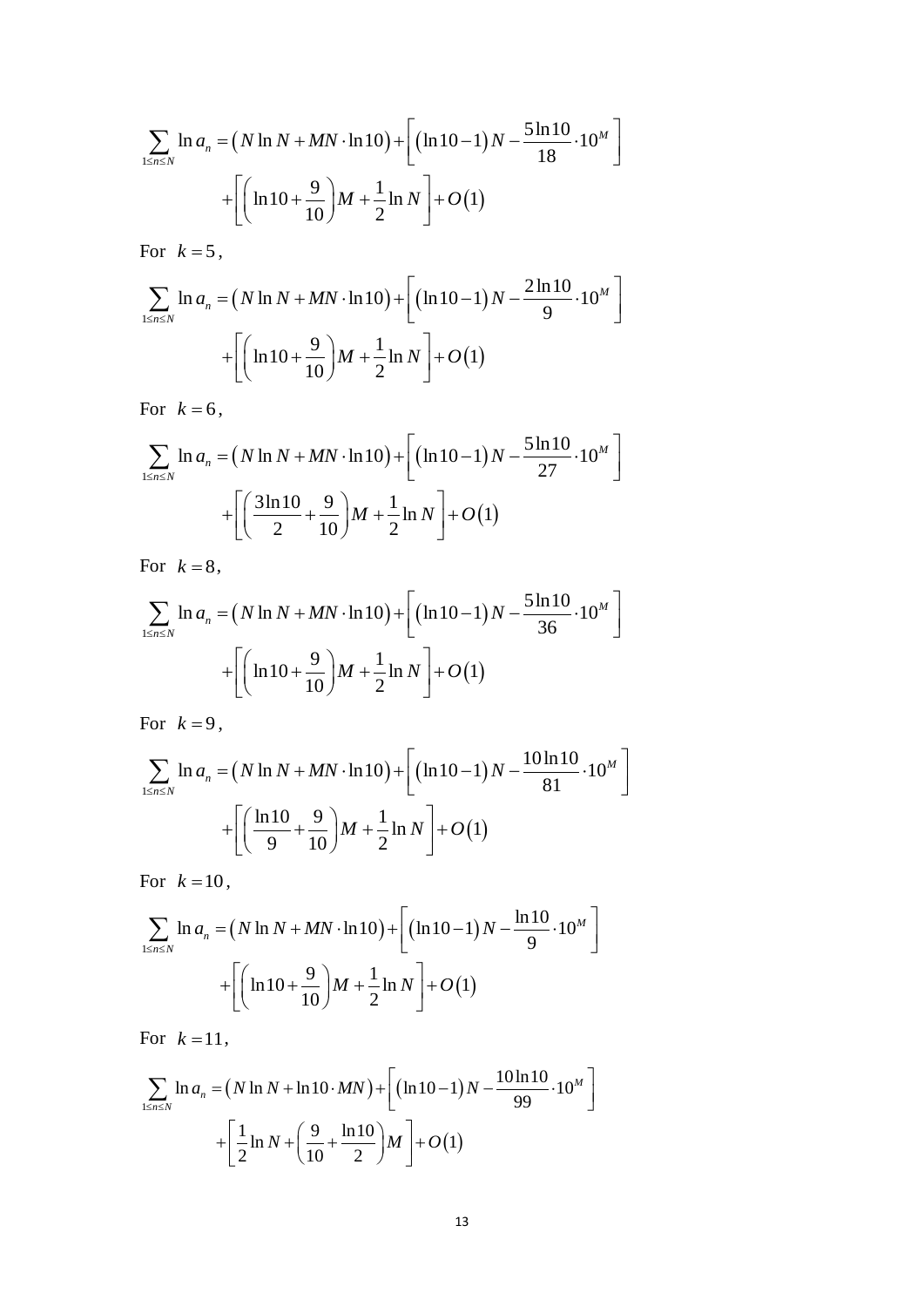$$\sum_{1\le n\le N} \ln a_n = \left(N\ln N + MN\cdot\ln 10\right) + \left[\left(\ln 10 - 1\right)N - \frac{5\ln 10}{18}\cdot 10^M\right] + \left[\left(\ln 10 + \frac{9}{10}\right)M + \frac{1}{2}\ln N\right] + O(1)$$

For $k = 5$,

$$\sum_{1\le n\le N} \ln a_n = \left(N\ln N + MN\cdot\ln 10\right) + \left[\left(\ln 10 - 1\right)N - \frac{2\ln 10}{9}\cdot 10^M\right] + \left[\left(\ln 10 + \frac{9}{10}\right)M + \frac{1}{2}\ln N\right] + O(1)$$

For $k = 6$,

$$\sum_{1\le n\le N} \ln a_n = \left(N\ln N + MN\cdot\ln 10\right) + \left[\left(\ln 10 - 1\right)N - \frac{5\ln 10}{27}\cdot 10^M\right] + \left[\left(\frac{3\ln 10}{2} + \frac{9}{10}\right)M + \frac{1}{2}\ln N\right] + O(1)$$

For $k = 8$,

$$\sum_{1\le n\le N} \ln a_n = \left(N\ln N + MN\cdot\ln 10\right) + \left[\left(\ln 10 - 1\right)N - \frac{5\ln 10}{36}\cdot 10^M\right] + \left[\left(\ln 10 + \frac{9}{10}\right)M + \frac{1}{2}\ln N\right] + O(1)$$

For $k = 9$,

$$\sum_{1\le n\le N} \ln a_n = \left(N\ln N + MN\cdot\ln 10\right) + \left[\left(\ln 10 - 1\right)N - \frac{10\ln 10}{81}\cdot 10^M\right] + \left[\left(\frac{\ln 10}{9} + \frac{9}{10}\right)M + \frac{1}{2}\ln N\right] + O(1)$$

For $k = 10$,

$$\sum_{1\le n\le N} \ln a_n = \left(N\ln N + MN\cdot\ln 10\right) + \left[\left(\ln 10 - 1\right)N - \frac{\ln 10}{9}\cdot 10^M\right] + \left[\left(\ln 10 + \frac{9}{10}\right)M + \frac{1}{2}\ln N\right] + O(1)$$

For $k = 11$,

$$\sum_{1\le n\le N} \ln a_n = \left(N\ln N + \ln 10\cdot MN\right) + \left[\left(\ln 10 - 1\right)N - \frac{10\ln 10}{99}\cdot 10^M\right] + \left[\frac{1}{2}\ln N + \left(\frac{9}{10} + \frac{\ln 10}{2}\right)M\right] + O(1)$$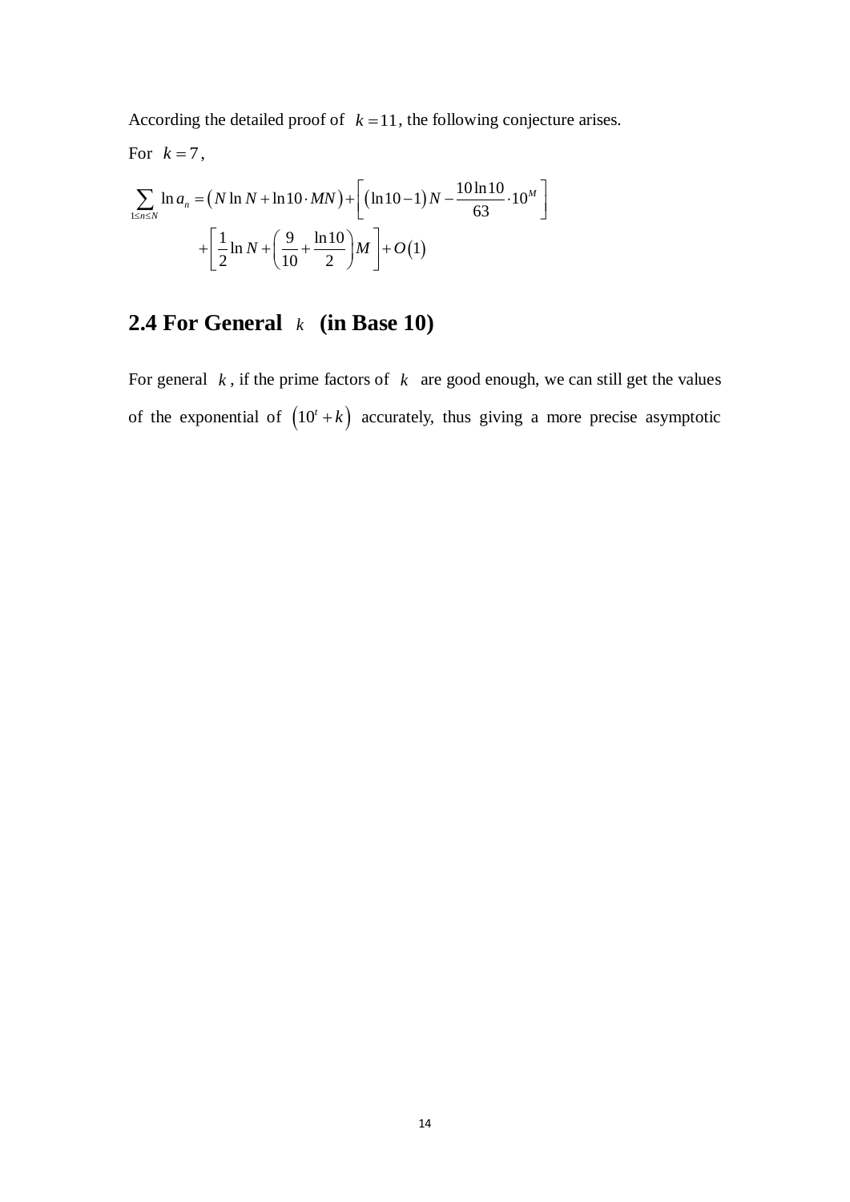According the detailed proof of $k=11$, the following conjecture arises.

For $k=7$,

$$\sum_{1\le n\le N} \ln a_n = \left(N\ln N + \ln 10\cdot MN\right) + \left[\left(\ln 10 - 1\right)N - \frac{10\ln 10}{63}\cdot 10^M\right] + \left[\frac{1}{2}\ln N + \left(\frac{9}{10} + \frac{\ln 10}{2}\right)M\right] + O(1)$$

## 2.4 For General $k$ (in Base 10)

For general $k$, if the prime factors of $k$ are good enough, we can still get the values of the exponential of $\left(10^t + k\right)$ accurately, thus giving a more precise asymptotic